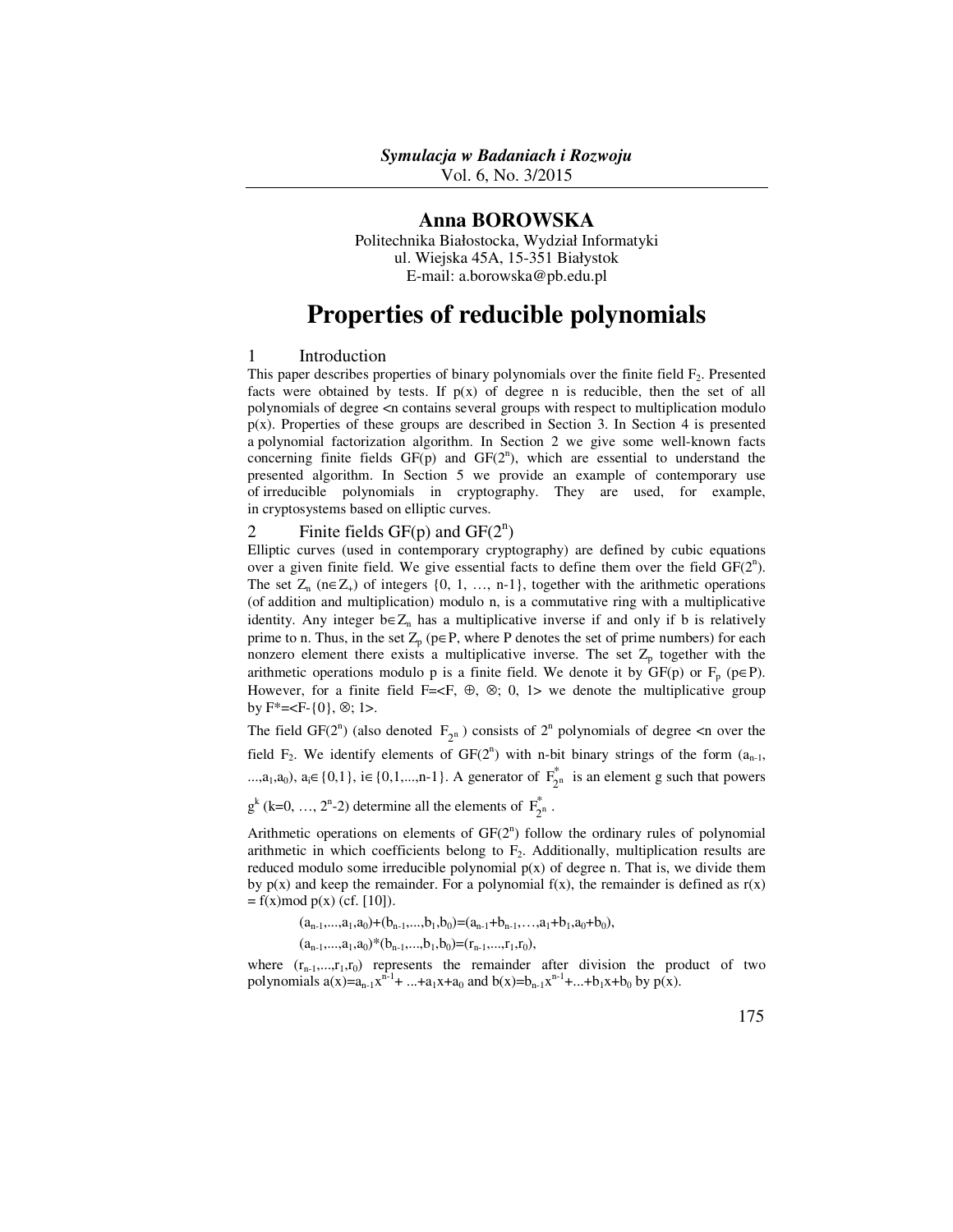# Anna BOROWSKA

Politechnika Białostocka, Wydział Informatyki
ul. Wiejska 45A, 15-351 Białystok
E-mail: a.borowska@pb.edu.pl

# Properties of reducible polynomials

## 1 Introduction

This paper describes properties of binary polynomials over the finite field $F_2$. Presented facts were obtained by tests. If p(x) of degree n is reducible, then the set of all polynomials of degree <n contains several groups with respect to multiplication modulo p(x). Properties of these groups are described in Section 3. In Section 4 is presented a polynomial factorization algorithm. In Section 2 we give some well-known facts concerning finite fields GF(p) and GF($2^n$), which are essential to understand the presented algorithm. In Section 5 we provide an example of contemporary use of irreducible polynomials in cryptography. They are used, for example, in cryptosystems based on elliptic curves.

## 2 Finite fields GF(p) and GF($2^n$)

Elliptic curves (used in contemporary cryptography) are defined by cubic equations over a given finite field. We give essential facts to define them over the field GF($2^n$). The set $Z_n$ ($n \in Z_+$) of integers {0, 1, …, n-1}, together with the arithmetic operations (of addition and multiplication) modulo n, is a commutative ring with a multiplicative identity. Any integer $b \in Z_n$ has a multiplicative inverse if and only if b is relatively prime to n. Thus, in the set $Z_p$ ($p \in P$, where P denotes the set of prime numbers) for each nonzero element there exists a multiplicative inverse. The set $Z_p$ together with the arithmetic operations modulo p is a finite field. We denote it by GF(p) or $F_p$ ($p \in P$). However, for a finite field $F=<F, \oplus, \otimes; 0, 1>$ we denote the multiplicative group by $F^*=<F-\{0\}, \otimes; 1>$.

The field GF($2^n$) (also denoted $F_{2^n}$) consists of $2^n$ polynomials of degree <n over the field $F_2$. We identify elements of GF($2^n$) with n-bit binary strings of the form $(a_{n-1}, ..., a_1, a_0)$, $a_i \in \{0,1\}$, $i \in \{0,1,...,n-1\}$. A generator of $F^*_{2^n}$ is an element g such that powers $g^k$ ($k=0, …, 2^n-2$) determine all the elements of $F^*_{2^n}$.

Arithmetic operations on elements of GF($2^n$) follow the ordinary rules of polynomial arithmetic in which coefficients belong to $F_2$. Additionally, multiplication results are reduced modulo some irreducible polynomial p(x) of degree n. That is, we divide them by p(x) and keep the remainder. For a polynomial f(x), the remainder is defined as r(x) = f(x)mod p(x) (cf. [10]).

$$(a_{n-1},...,a_1,a_0)+(b_{n-1},...,b_1,b_0)=(a_{n-1}+b_{n-1},\ldots,a_1+b_1,a_0+b_0),$$

$$(a_{n-1},...,a_1,a_0)*(b_{n-1},...,b_1,b_0)=(r_{n-1},...,r_1,r_0),$$

where $(r_{n-1},...,r_1,r_0)$ represents the remainder after division the product of two polynomials $a(x)=a_{n-1}x^{n-1}+ ...+a_1x+a_0$ and $b(x)=b_{n-1}x^{n-1}+...+b_1x+b_0$ by p(x).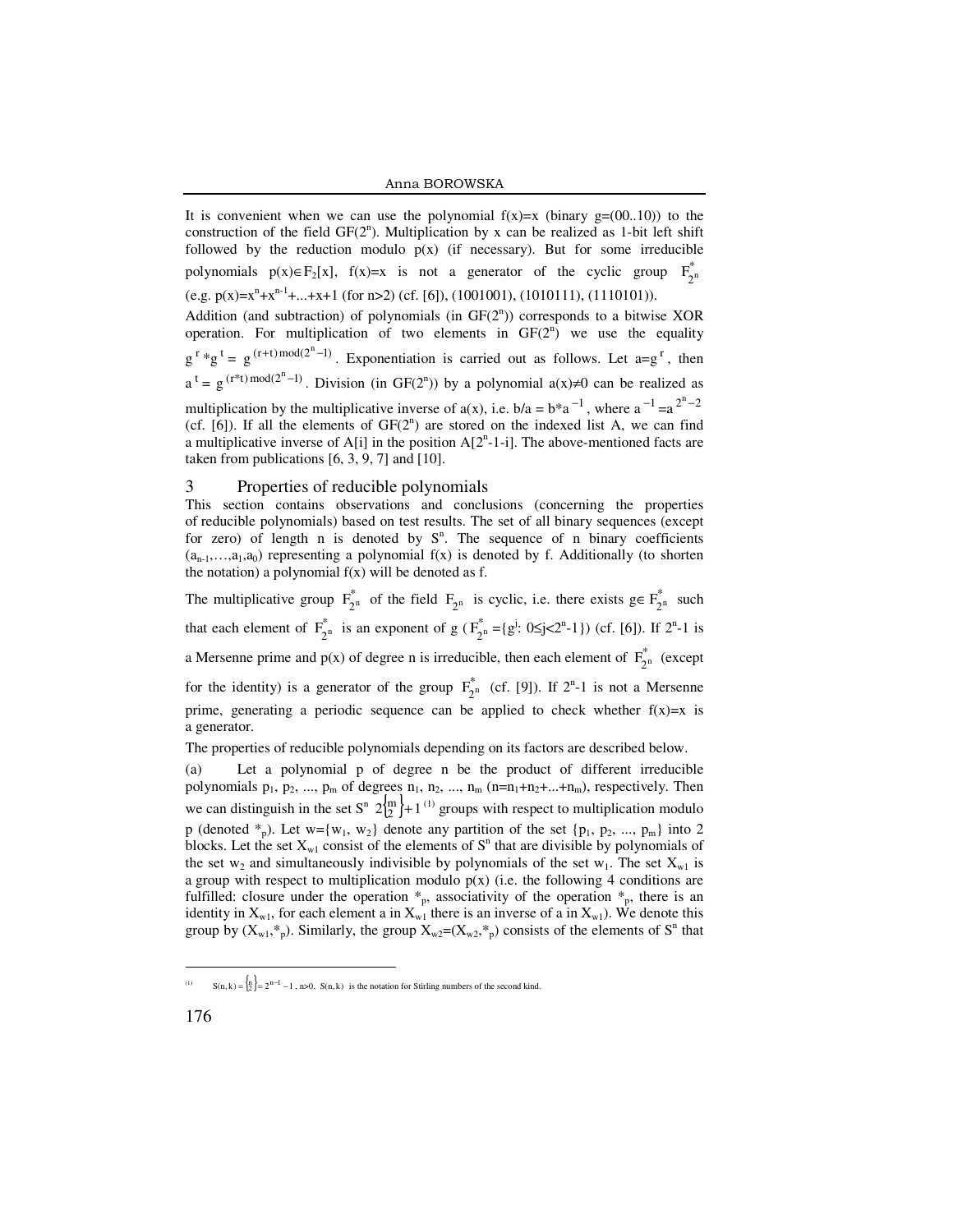It is convenient when we can use the polynomial f(x)=x (binary g=(00..10)) to the construction of the field $GF(2^n)$. Multiplication by x can be realized as 1-bit left shift followed by the reduction modulo p(x) (if necessary). But for some irreducible polynomials $p(x) \in F_2[x]$, f(x)=x is not a generator of the cyclic group $F^*_{2^n}$ (e.g. $p(x)=x^n+x^{n-1}+...+x+1$ (for n>2) (cf. [6]), (1001001), (1010111), (1110101)).

Addition (and subtraction) of polynomials (in $GF(2^n)$) corresponds to a bitwise XOR operation. For multiplication of two elements in $GF(2^n)$ we use the equality $g^r * g^t = g^{(r+t) \bmod (2^n-1)}$. Exponentiation is carried out as follows. Let $a=g^r$, then $a^t = g^{(r*t) \bmod (2^n-1)}$. Division (in $GF(2^n)$) by a polynomial $a(x) \neq 0$ can be realized as multiplication by the multiplicative inverse of a(x), i.e. $b/a = b*a^{-1}$, where $a^{-1}=a^{2^n-2}$ (cf. [6]). If all the elements of $GF(2^n)$ are stored on the indexed list A, we can find a multiplicative inverse of A[i] in the position $A[2^n-1-i]$. The above-mentioned facts are taken from publications [6, 3, 9, 7] and [10].

## 3 Properties of reducible polynomials

This section contains observations and conclusions (concerning the properties of reducible polynomials) based on test results. The set of all binary sequences (except for zero) of length n is denoted by $S^n$. The sequence of n binary coefficients $(a_{n-1},\ldots,a_1,a_0)$ representing a polynomial f(x) is denoted by f. Additionally (to shorten the notation) a polynomial f(x) will be denoted as f.

The multiplicative group $F^*_{2^n}$ of the field $F_{2^n}$ is cyclic, i.e. there exists $g \in F^*_{2^n}$ such that each element of $F^*_{2^n}$ is an exponent of g ($F^*_{2^n}=\{g^j: 0 \leq j < 2^n-1\}$) (cf. [6]). If $2^n-1$ is a Mersenne prime and p(x) of degree n is irreducible, then each element of $F^*_{2^n}$ (except for the identity) is a generator of the group $F^*_{2^n}$ (cf. [9]). If $2^n-1$ is not a Mersenne prime, generating a periodic sequence can be applied to check whether f(x)=x is a generator.

The properties of reducible polynomials depending on its factors are described below.

(a) Let a polynomial p of degree n be the product of different irreducible polynomials $p_1, p_2, ..., p_m$ of degrees $n_1, n_2, ..., n_m$ ($n=n_1+n_2+...+n_m$), respectively. Then we can distinguish in the set $S^n$ $2\left\{ {m \atop 2} \right\}+1$ [(1)] groups with respect to multiplication modulo p (denoted $*_p$). Let $w=\{w_1, w_2\}$ denote any partition of the set $\{p_1, p_2, ..., p_m\}$ into 2 blocks. Let the set $X_{w1}$ consist of the elements of $S^n$ that are divisible by polynomials of the set $w_2$ and simultaneously indivisible by polynomials of the set $w_1$. The set $X_{w1}$ is a group with respect to multiplication modulo p(x) (i.e. the following 4 conditions are fulfilled: closure under the operation $*_p$, associativity of the operation $*_p$, there is an identity in $X_{w1}$, for each element a in $X_{w1}$ there is an inverse of a in $X_{w1}$). We denote this group by $(X_{w1},*_p)$. Similarly, the group $X_{w2}=(X_{w2},*_p)$ consists of the elements of $S^n$ that

---

(1) $S(n,k)=\left\{ {n \atop 2} \right\}=2^{n-1}-1$, n>0, S(n, k) is the notation for Stirling numbers of the second kind.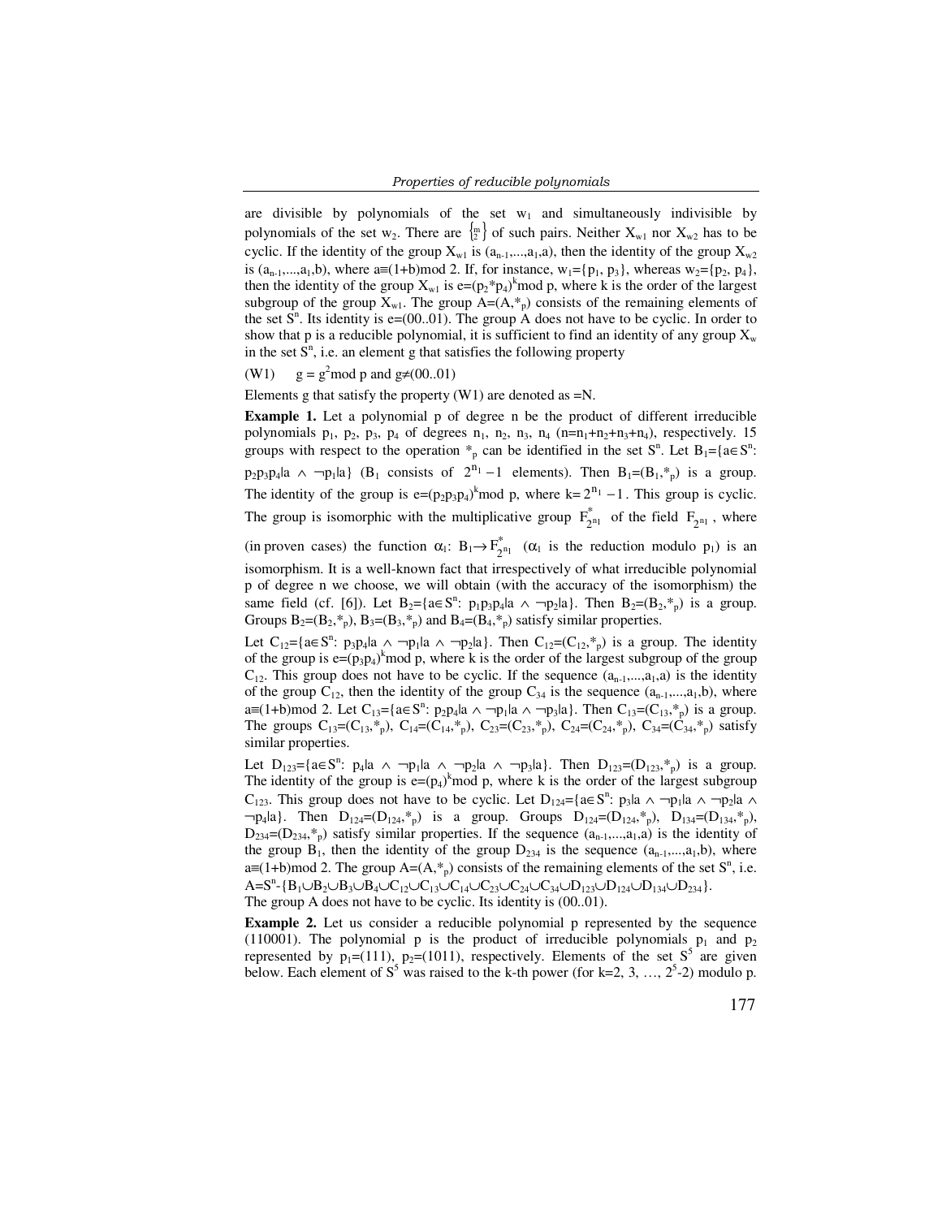are divisible by polynomials of the set $w_1$ and simultaneously indivisible by polynomials of the set $w_2$. There are $\left\{ {m \atop 2} \right\}$ of such pairs. Neither $X_{w1}$ nor $X_{w2}$ has to be cyclic. If the identity of the group $X_{w1}$ is $(a_{n-1},...,a_1,a)$, then the identity of the group $X_{w2}$ is $(a_{n-1},...,a_1,b)$, where $a \equiv (1+b) \bmod 2$. If, for instance, $w_1=\{p_1, p_3\}$, whereas $w_2=\{p_2, p_4\}$, then the identity of the group $X_{w1}$ is $e=(p_2 * p_4)^k \bmod p$, where k is the order of the largest subgroup of the group $X_{w1}$. The group $A=(A,*_p)$ consists of the remaining elements of the set $S^n$. Its identity is $e=(00..01)$. The group A does not have to be cyclic. In order to show that p is a reducible polynomial, it is sufficient to find an identity of any group $X_w$ in the set $S^n$, i.e. an element g that satisfies the following property

(W1) $\quad g = g^2 \bmod p$ and $g \neq (00..01)$

Elements g that satisfy the property (W1) are denoted as =N.

**Example 1.** Let a polynomial p of degree n be the product of different irreducible polynomials $p_1$, $p_2$, $p_3$, $p_4$ of degrees $n_1$, $n_2$, $n_3$, $n_4$ $(n=n_1+n_2+n_3+n_4)$, respectively. 15 groups with respect to the operation $*_p$ can be identified in the set $S^n$. Let $B_1=\{a \in S^n: p_2p_3p_4|a \wedge \neg p_1|a\}$ ($B_1$ consists of $2^{n_1}-1$ elements). Then $B_1=(B_1,*_p)$ is a group. The identity of the group is $e=(p_2p_3p_4)^k \bmod p$, where $k=2^{n_1}-1$. This group is cyclic. The group is isomorphic with the multiplicative group $F^*_{2^{n_1}}$ of the field $F_{2^{n_1}}$, where (in proven cases) the function $\alpha_1$: $B_1 \rightarrow F^*_{2^{n_1}}$ ($\alpha_1$ is the reduction modulo $p_1$) is an isomorphism. It is a well-known fact that irrespectively of what irreducible polynomial p of degree n we choose, we will obtain (with the accuracy of the isomorphism) the same field (cf. [6]). Let $B_2=\{a \in S^n: p_1p_3p_4|a \wedge \neg p_2|a\}$. Then $B_2=(B_2,*_p)$ is a group. Groups $B_2=(B_2,*_p)$, $B_3=(B_3,*_p)$ and $B_4=(B_4,*_p)$ satisfy similar properties.

Let $C_{12}=\{a \in S^n: p_3p_4|a \wedge \neg p_1|a \wedge \neg p_2|a\}$. Then $C_{12}=(C_{12},*_p)$ is a group. The identity of the group is $e=(p_3p_4)^k \bmod p$, where k is the order of the largest subgroup of the group $C_{12}$. This group does not have to be cyclic. If the sequence $(a_{n-1},...,a_1,a)$ is the identity of the group $C_{12}$, then the identity of the group $C_{34}$ is the sequence $(a_{n-1},...,a_1,b)$, where $a \equiv (1+b) \bmod 2$. Let $C_{13}=\{a \in S^n: p_2p_4|a \wedge \neg p_1|a \wedge \neg p_3|a\}$. Then $C_{13}=(C_{13},*_p)$ is a group. The groups $C_{13}=(C_{13},*_p)$, $C_{14}=(C_{14},*_p)$, $C_{23}=(C_{23},*_p)$, $C_{24}=(C_{24},*_p)$, $C_{34}=(C_{34},*_p)$ satisfy similar properties.

Let $D_{123}=\{a \in S^n: p_4|a \wedge \neg p_1|a \wedge \neg p_2|a \wedge \neg p_3|a\}$. Then $D_{123}=(D_{123},*_p)$ is a group. The identity of the group is $e=(p_4)^k \bmod p$, where k is the order of the largest subgroup $C_{123}$. This group does not have to be cyclic. Let $D_{124}=\{a \in S^n: p_3|a \wedge \neg p_1|a \wedge \neg p_2|a \wedge \neg p_4|a\}$. Then $D_{124}=(D_{124},*_p)$ is a group. Groups $D_{124}=(D_{124},*_p)$, $D_{134}=(D_{134},*_p)$, $D_{234}=(D_{234},*_p)$ satisfy similar properties. If the sequence $(a_{n-1},...,a_1,a)$ is the identity of the group $B_1$, then the identity of the group $D_{234}$ is the sequence $(a_{n-1},...,a_1,b)$, where $a \equiv (1+b) \bmod 2$. The group $A=(A,*_p)$ consists of the remaining elements of the set $S^n$, i.e. $A=S^n-\{B_1 \cup B_2 \cup B_3 \cup B_4 \cup C_{12} \cup C_{13} \cup C_{14} \cup C_{23} \cup C_{24} \cup C_{34} \cup D_{123} \cup D_{124} \cup D_{134} \cup D_{234}\}$.
The group A does not have to be cyclic. Its identity is (00..01).

**Example 2.** Let us consider a reducible polynomial p represented by the sequence (110001). The polynomial p is the product of irreducible polynomials $p_1$ and $p_2$ represented by $p_1=(111)$, $p_2=(1011)$, respectively. Elements of the set $S^5$ are given below. Each element of $S^5$ was raised to the k-th power (for $k=2, 3, \ldots, 2^5-2$) modulo p.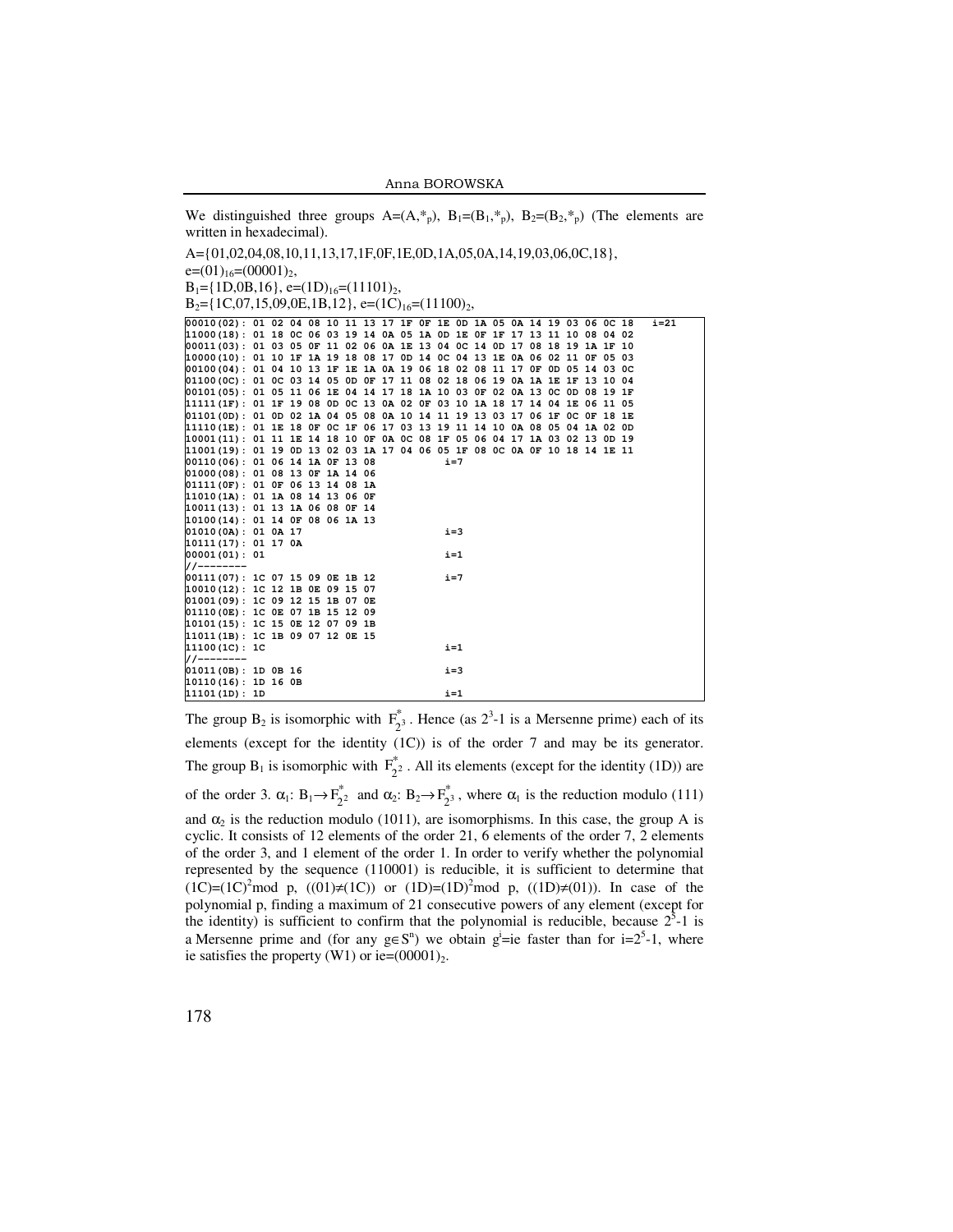We distinguished three groups $A=(A,*_p)$, $B_1=(B_1,*_p)$, $B_2=(B_2,*_p)$ (The elements are written in hexadecimal).

A={01,02,04,08,10,11,13,17,1F,0F,1E,0D,1A,05,0A,14,19,03,06,0C,18},
$e=(01)_{16}=(00001)_2$,
$B_1$={1D,0B,16}, $e=(1D)_{16}=(11101)_2$,
$B_2$={1C,07,15,09,0E,1B,12}, $e=(1C)_{16}=(11100)_2$,

```
00010(02): 01 02 04 08 10 11 13 17 1F 0F 1E 0D 1A 05 0A 14 19 03 06 0C 18   i=21
11000(18): 01 18 0C 06 03 19 14 0A 05 1A 0D 1E 0F 1F 17 13 11 10 08 04 02
00011(03): 01 03 05 0F 11 02 06 0A 1E 13 04 0C 14 0D 17 08 18 19 1A 1F 10
10000(10): 01 10 1F 1A 19 18 08 17 0D 14 0C 04 13 1E 0A 06 02 11 0F 05 03
00100(04): 01 04 10 13 1F 1E 1A 0A 19 06 18 02 08 11 17 0F 0D 05 14 03 0C
01100(0C): 01 0C 03 14 05 0D 0F 17 11 08 02 18 06 19 0A 1A 1E 1F 13 10 04
00101(05): 01 05 11 06 1E 04 14 17 18 1A 10 03 0F 02 0A 13 0C 0D 08 19 1F
11111(1F): 01 1F 19 08 0D 0C 13 0A 02 0F 03 10 1A 18 17 14 04 1E 06 11 05
01101(0D): 01 0D 02 1A 04 05 08 0A 10 14 11 19 13 03 17 06 1F 0C 0F 18 1E
11110(1E): 01 1E 18 0F 0C 1F 06 17 03 13 19 11 14 10 0A 08 05 04 1A 02 0D
10001(11): 01 11 1E 14 18 10 0F 0A 0C 08 1F 05 06 04 17 1A 03 02 13 0D 19
11001(19): 01 19 0D 13 02 03 1A 17 04 06 05 1F 08 0C 0A 0F 10 18 14 1E 11
00110(06): 01 06 14 1A 0F 13 08            i=7
01000(08): 01 08 13 0F 1A 14 06
01111(0F): 01 0F 06 13 14 08 1A
11010(1A): 01 1A 08 14 13 06 0F
10011(13): 01 13 1A 06 08 0F 14
10100(14): 01 14 0F 08 06 1A 13
01010(0A): 01 0A 17                        i=3
10111(17): 01 17 0A
00001(01): 01                              i=1
//--------
00111(07): 1C 07 15 09 0E 1B 12            i=7
10010(12): 1C 12 1B 0E 09 15 07
01001(09): 1C 09 12 15 1B 07 0E
01110(0E): 1C 0E 07 1B 15 12 09
10101(15): 1C 15 0E 12 07 09 1B
11011(1B): 1C 1B 09 07 12 0E 15
11100(1C): 1C                              i=1
//--------
01011(0B): 1D 0B 16                        i=3
10110(16): 1D 16 0B
11101(1D): 1D                              i=1
```

The group $B_2$ is isomorphic with $F^*_{2^3}$. Hence (as $2^3$-1 is a Mersenne prime) each of its elements (except for the identity (1C)) is of the order 7 and may be its generator. The group $B_1$ is isomorphic with $F^*_{2^2}$. All its elements (except for the identity (1D)) are of the order 3. $\alpha_1$: $B_1 \to F^*_{2^2}$ and $\alpha_2$: $B_2 \to F^*_{2^3}$, where $\alpha_1$ is the reduction modulo (111) and $\alpha_2$ is the reduction modulo (1011), are isomorphisms. In this case, the group A is cyclic. It consists of 12 elements of the order 21, 6 elements of the order 7, 2 elements of the order 3, and 1 element of the order 1. In order to verify whether the polynomial represented by the sequence (110001) is reducible, it is sufficient to determine that $(1C)=(1C)^2 \bmod p$, $((01)\neq(1C))$ or $(1D)=(1D)^2 \bmod p$, $((1D)\neq(01))$. In case of the polynomial p, finding a maximum of 21 consecutive powers of any element (except for the identity) is sufficient to confirm that the polynomial is reducible, because $2^5$-1 is a Mersenne prime and (for any $g\in S^n$) we obtain $g^i$=ie faster than for $i=2^5-1$, where ie satisfies the property (W1) or ie=$(00001)_2$.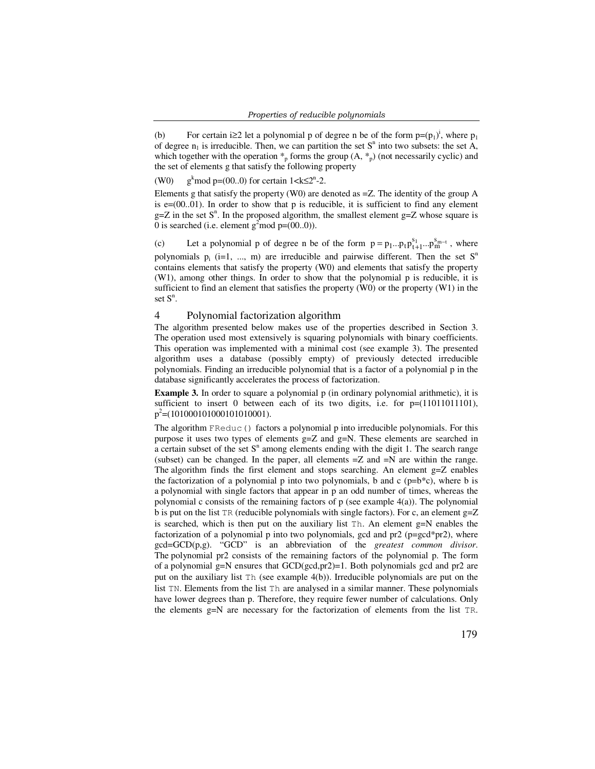(b) For certain $i \geq 2$ let a polynomial p of degree n be of the form $p=(p_1)^i$, where $p_1$ of degree $n_1$ is irreducible. Then, we can partition the set $S^n$ into two subsets: the set A, which together with the operation $*_p$ forms the group $(A, *_p)$ (not necessarily cyclic) and the set of elements g that satisfy the following property

(W0) $g^k \bmod p=(00..0)$ for certain $1<k \leq 2^n-2$.

Elements g that satisfy the property (W0) are denoted as =Z. The identity of the group A is e=(00..01). In order to show that p is reducible, it is sufficient to find any element g=Z in the set $S^n$. In the proposed algorithm, the smallest element g=Z whose square is 0 is searched (i.e. element $g^2 \bmod p=(00..0)$).

(c) Let a polynomial p of degree n be of the form $p = p_1 ... p_t p_{t+1}^{s_1} ... p_m^{s_{m-t}}$, where polynomials $p_i$ (i=1, ..., m) are irreducible and pairwise different. Then the set $S^n$ contains elements that satisfy the property (W0) and elements that satisfy the property (W1), among other things. In order to show that the polynomial p is reducible, it is sufficient to find an element that satisfies the property (W0) or the property (W1) in the set $S^n$.

# 4 Polynomial factorization algorithm

The algorithm presented below makes use of the properties described in Section 3. The operation used most extensively is squaring polynomials with binary coefficients. This operation was implemented with a minimal cost (see example 3). The presented algorithm uses a database (possibly empty) of previously detected irreducible polynomials. Finding an irreducible polynomial that is a factor of a polynomial p in the database significantly accelerates the process of factorization.

**Example 3.** In order to square a polynomial p (in ordinary polynomial arithmetic), it is sufficient to insert 0 between each of its two digits, i.e. for p=(11011011101), $p^2$=(101000101000101010001).

The algorithm `FReduc()` factors a polynomial p into irreducible polynomials. For this purpose it uses two types of elements g=Z and g=N. These elements are searched in a certain subset of the set $S^n$ among elements ending with the digit 1. The search range (subset) can be changed. In the paper, all elements =Z and =N are within the range. The algorithm finds the first element and stops searching. An element g=Z enables the factorization of a polynomial p into two polynomials, b and c (p=b*c), where b is a polynomial with single factors that appear in p an odd number of times, whereas the polynomial c consists of the remaining factors of p (see example 4(a)). The polynomial b is put on the list `TR` (reducible polynomials with single factors). For c, an element g=Z is searched, which is then put on the auxiliary list `Th`. An element g=N enables the factorization of a polynomial p into two polynomials, gcd and pr2 (p=gcd*pr2), where gcd=GCD(p,g). "GCD" is an abbreviation of the *greatest common divisor*. The polynomial pr2 consists of the remaining factors of the polynomial p. The form of a polynomial g=N ensures that GCD(gcd,pr2)=1. Both polynomials gcd and pr2 are put on the auxiliary list `Th` (see example 4(b)). Irreducible polynomials are put on the list `TN`. Elements from the list `Th` are analysed in a similar manner. These polynomials have lower degrees than p. Therefore, they require fewer number of calculations. Only the elements g=N are necessary for the factorization of elements from the list `TR`.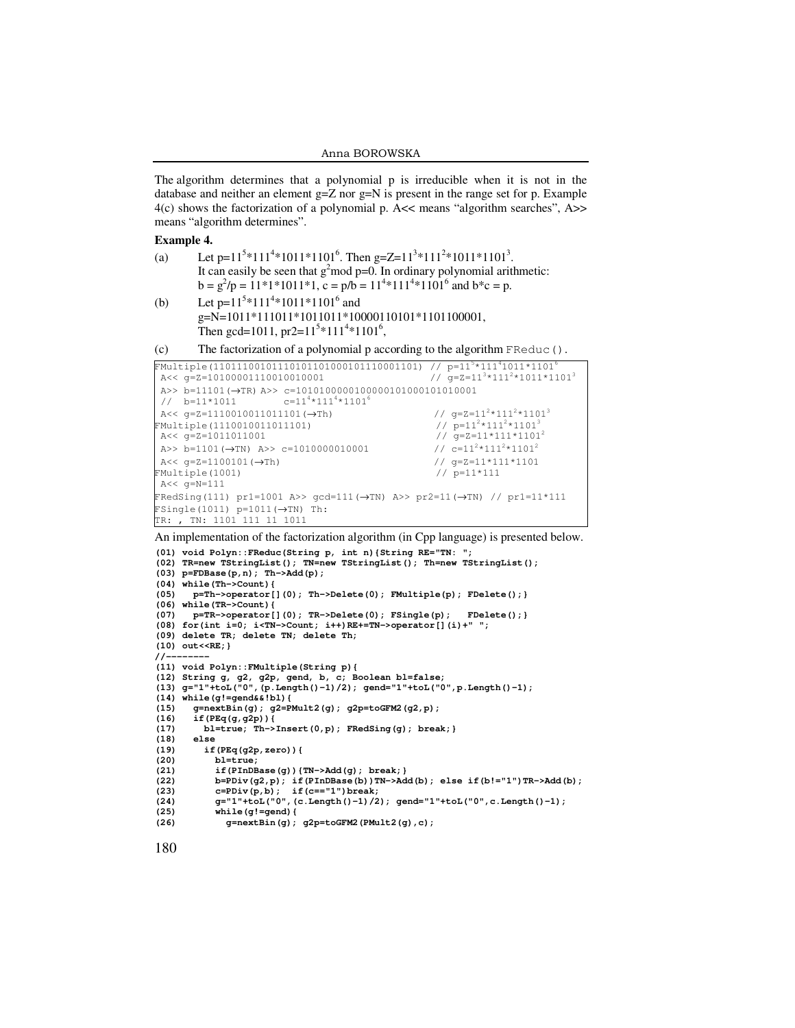The algorithm determines that a polynomial p is irreducible when it is not in the database and neither an element g=Z nor g=N is present in the range set for p. Example 4(c) shows the factorization of a polynomial p. A<< means "algorithm searches", A>> means "algorithm determines".

**Example 4.**

(a) Let $p=11^5*111^4*1011*1101^6$. Then $g=Z=11^3*111^2*1011*1101^3$.
It can easily be seen that $g^2 \bmod p=0$. In ordinary polynomial arithmetic:
$b = g^2/p = 11*1*1011*1$, $c = p/b = 11^4*111^4*1101^6$ and $b*c = p$.

(b) Let $p=11^5*111^4*1011*1101^6$ and
g=N=1011*111011*1011011*10000110101*1101100001,
Then gcd=1011, $pr2=11^5*111^4*1101^6$,

(c) The factorization of a polynomial p according to the algorithm `FReduc()`.

```
FMultiple(110111001011101011010001011100011​01) // p=11^5*111^4 1011*1101^6
 A<< g=Z=101000011100100​10001                   // g=Z=11^3*111^2*1011*1101^3
 A>> b=11101(→TR) A>> c=1010100000100000101000101010001
 //  b=11*1011        c=11^4*111^4*1101^6
 A<< g=Z=1110010011011101(→Th)                  // g=Z=11^2*111^2*1101^3
FMultiple(1110010011011101)                      // p=11^2*111^2*1101^3
 A<< g=Z=1011011001                              // g=Z=11*111*1101^2
 A>> b=1101(→TN) A>> c=1010000010001             // c=11^2*111^2*1101^2
 A<< g=Z=1100101(→Th)                            // g=Z=11*111*1101
FMultiple(1001)                                  // p=11*111
 A<< g=N=111
FRedSing(111) pr1=1001 A>> gcd=111(→TN) A>> pr2=11(→TN) // pr1=11*111
FSingle(1011) p=1011(→TN) Th:
TR: , TN: 1101 111 11 1011
```

An implementation of the factorization algorithm (in Cpp language) is presented below.

```
(01) void Polyn::FReduc(String p, int n){String RE="TN: ";
(02) TR=new TStringList(); TN=new TStringList(); Th=new TStringList();
(03) p=FDBase(p,n); Th->Add(p);
(04) while(Th->Count){
(05)   p=Th->operator[](0); Th->Delete(0); FMultiple(p); FDelete();}
(06) while(TR->Count){
(07)   p=TR->operator[](0); TR->Delete(0); FSingle(p);   FDelete();}
(08) for(int i=0; i<TN->Count; i++)RE+=TN->operator[](i)+" ";
(09) delete TR; delete TN; delete Th;
(10) out<<RE;}
//--------
(11) void Polyn::FMultiple(String p){
(12) String g, g2, g2p, gend, b, c; Boolean bl=false;
(13) g="1"+toL("0",(p.Length()-1)/2); gend="1"+toL("0",p.Length()-1);
(14) while(g!=gend&&!bl){
(15)   g=nextBin(g); g2=PMult2(g); g2p=toGFM2(g2,p);
(16)   if(PEq(g,g2p)){
(17)     bl=true; Th->Insert(0,p); FRedSing(g); break;}
(18)   else
(19)     if(PEq(g2p,zero)){
(20)       bl=true;
(21)       if(PInDBase(g)){TN->Add(g); break;}
(22)       b=PDiv(g2,p); if(PInDBase(b))TN->Add(b); else if(b!="1")TR->Add(b);
(23)       c=PDiv(p,b);  if(c=="1")break;
(24)       g="1"+toL("0",(c.Length()-1)/2); gend="1"+toL("0",c.Length()-1);
(25)       while(g!=gend){
(26)         g=nextBin(g); g2p=toGFM2(PMult2(g),c);
```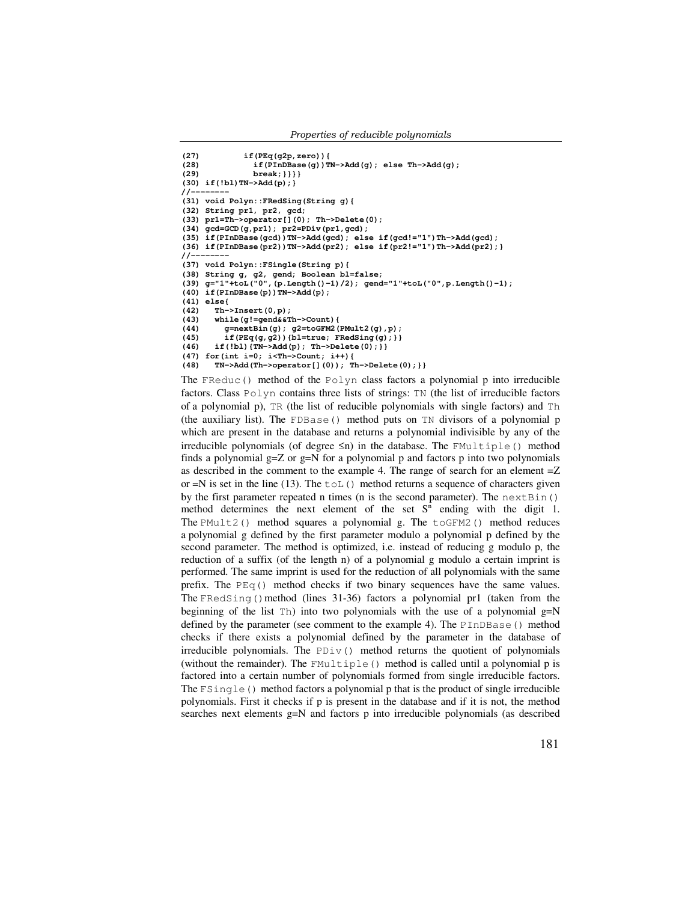```
(27)         if(PEq(g2p,zero)){
(28)           if(PInDBase(g))TN->Add(g); else Th->Add(g);
(29)           break;}}}}
(30) if(!bl)TN->Add(p);}
//--------
(31) void Polyn::FRedSing(String g){
(32) String pr1, pr2, gcd;
(33) pr1=Th->operator[](0); Th->Delete(0);
(34) gcd=GCD(g,pr1); pr2=PDiv(pr1,gcd);
(35) if(PInDBase(gcd))TN->Add(gcd); else if(gcd!="1")Th->Add(gcd);
(36) if(PInDBase(pr2))TN->Add(pr2); else if(pr2!="1")Th->Add(pr2);}
//--------
(37) void Polyn::FSingle(String p){
(38) String g, g2, gend; Boolean bl=false;
(39) g="1"+toL("0",(p.Length()-1)/2); gend="1"+toL("0",p.Length()-1);
(40) if(PInDBase(p))TN->Add(p);
(41) else{
(42)   Th->Insert(0,p);
(43)   while(g!=gend&&Th->Count){
(44)     g=nextBin(g); g2=toGFM2(PMult2(g),p);
(45)     if(PEq(g,g2)){bl=true; FRedSing(g);}}
(46)   if(!bl){TN->Add(p); Th->Delete(0);}}
(47) for(int i=0; i<Th->Count; i++){
(48)   TN->Add(Th->operator[](0)); Th->Delete(0);}}
```

The `FReduc()` method of the `Polyn` class factors a polynomial p into irreducible factors. Class `Polyn` contains three lists of strings: `TN` (the list of irreducible factors of a polynomial p), `TR` (the list of reducible polynomials with single factors) and `Th` (the auxiliary list). The `FDBase()` method puts on `TN` divisors of a polynomial p which are present in the database and returns a polynomial indivisible by any of the irreducible polynomials (of degree ≤n) in the database. The `FMultiple()` method finds a polynomial g=Z or g=N for a polynomial p and factors p into two polynomials as described in the comment to the example 4. The range of search for an element =Z or =N is set in the line (13). The `toL()` method returns a sequence of characters given by the first parameter repeated n times (n is the second parameter). The `nextBin()` method determines the next element of the set $S^n$ ending with the digit 1. The `PMult2()` method squares a polynomial g. The `toGFM2()` method reduces a polynomial g defined by the first parameter modulo a polynomial p defined by the second parameter. The method is optimized, i.e. instead of reducing g modulo p, the reduction of a suffix (of the length n) of a polynomial g modulo a certain imprint is performed. The same imprint is used for the reduction of all polynomials with the same prefix. The `PEq()` method checks if two binary sequences have the same values. The `FRedSing()` method (lines 31-36) factors a polynomial pr1 (taken from the beginning of the list `Th`) into two polynomials with the use of a polynomial g=N defined by the parameter (see comment to the example 4). The `PInDBase()` method checks if there exists a polynomial defined by the parameter in the database of irreducible polynomials. The `PDiv()` method returns the quotient of polynomials (without the remainder). The `FMultiple()` method is called until a polynomial p is factored into a certain number of polynomials formed from single irreducible factors. The `FSingle()` method factors a polynomial p that is the product of single irreducible polynomials. First it checks if p is present in the database and if it is not, the method searches next elements g=N and factors p into irreducible polynomials (as described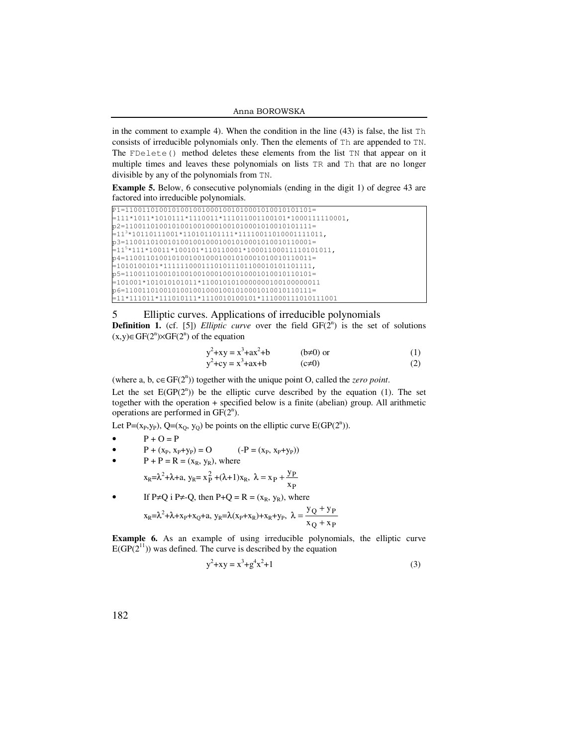in the comment to example 4). When the condition in the line (43) is false, the list `Th` consists of irreducible polynomials only. Then the elements of `Th` are appended to `TN`. The `FDelete()` method deletes these elements from the list `TN` that appear on it multiple times and leaves these polynomials on lists `TR` and `Th` that are no longer divisible by any of the polynomials from `TN`.

**Example 5.** Below, 6 consecutive polynomials (ending in the digit 1) of degree 43 are factored into irreducible polynomials.

```
P1=11001101001010010010001001010001010010101101=
=111*1011*1010111*1110011*111011001100101*1000111110001,
p2=11001101001010010010001001010001010010101111=
=11³*10110111001*110101101111*11110011010001111011,
p3=11001101001010010010001001010001010010110001=
=11⁵*111*10011*100101*110110001*10001100011110101011,
p4=11001101001010010010001001010001010010110011=
=1010100101*11111100011101011101100010101101111,
p5=11001101001010010010001001010001010010110101=
=101001*101010101011*11001010100000000100100000011
p6=11001101001010010010001001010001010010110111=
=11*111011*111010111*1110010100101*111000111010111001
```

## 5 Elliptic curves. Applications of irreducible polynomials

**Definition 1.** (cf. [5]) *Elliptic curve* over the field $GF(2^n)$ is the set of solutions $(x,y)\in GF(2^n)\times GF(2^n)$ of the equation

$$y^2+xy = x^3+ax^2+b \qquad (b\neq 0) \text{ or} \tag{1}$$

$$y^2+cy = x^3+ax+b \qquad (c\neq 0) \tag{2}$$

(where $a, b, c\in GF(2^n)$) together with the unique point O, called the *zero point*.

Let the set $E(GP(2^n))$ be the elliptic curve described by the equation (1). The set together with the operation + specified below is a finite (abelian) group. All arithmetic operations are performed in $GF(2^n)$.

Let $P=(x_P,y_P)$, $Q=(x_Q, y_Q)$ be points on the elliptic curve $E(GP(2^n))$.

- $P + O = P$
- $P + (x_P, x_P+y_P) = O \qquad (-P = (x_P, x_P+y_P))$
- $P + P = R = (x_R, y_R)$, where

  $x_R=\lambda^2+\lambda+a,\ y_R= x_P^2 +(\lambda+1)x_R,\ \lambda = x_P + \dfrac{y_P}{x_P}$

- If $P\neq Q$ i $P\neq -Q$, then $P+Q = R = (x_R, y_R)$, where

  $x_R=\lambda^2+\lambda+x_P+x_Q+a,\ y_R=\lambda(x_P+x_R)+x_R+y_P,\ \lambda = \dfrac{y_Q + y_P}{x_Q + x_P}$

**Example 6.** As an example of using irreducible polynomials, the elliptic curve $E(GP(2^{11}))$ was defined. The curve is described by the equation

$$y^2+xy = x^3+g^4x^2+1 \tag{3}$$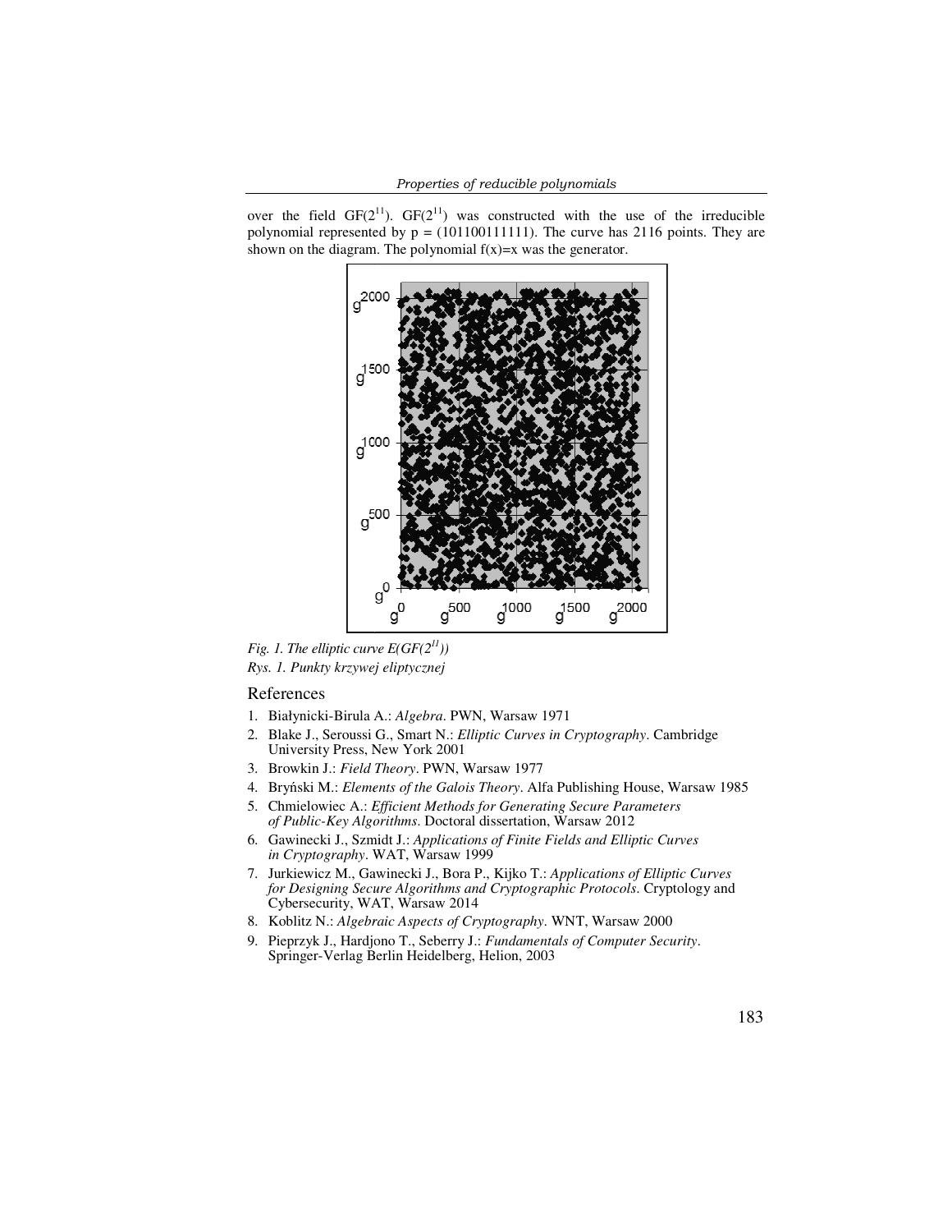over the field $GF(2^{11})$. $GF(2^{11})$ was constructed with the use of the irreducible polynomial represented by p = (101100111111). The curve has 2116 points. They are shown on the diagram. The polynomial f(x)=x was the generator.

*Fig. 1. The elliptic curve $E(GF(2^{11}))$*

*Rys. 1. Punkty krzywej eliptycznej*

## References

1. Białynicki-Birula A.: *Algebra*. PWN, Warsaw 1971
2. Blake J., Seroussi G., Smart N.: *Elliptic Curves in Cryptography*. Cambridge University Press, New York 2001
3. Browkin J.: *Field Theory*. PWN, Warsaw 1977
4. Bryński M.: *Elements of the Galois Theory*. Alfa Publishing House, Warsaw 1985
5. Chmielowiec A.: *Efficient Methods for Generating Secure Parameters of Public-Key Algorithms*. Doctoral dissertation, Warsaw 2012
6. Gawinecki J., Szmidt J.: *Applications of Finite Fields and Elliptic Curves in Cryptography*. WAT, Warsaw 1999
7. Jurkiewicz M., Gawinecki J., Bora P., Kijko T.: *Applications of Elliptic Curves for Designing Secure Algorithms and Cryptographic Protocols*. Cryptology and Cybersecurity, WAT, Warsaw 2014
8. Koblitz N.: *Algebraic Aspects of Cryptography*. WNT, Warsaw 2000
9. Pieprzyk J., Hardjono T., Seberry J.: *Fundamentals of Computer Security*. Springer-Verlag Berlin Heidelberg, Helion, 2003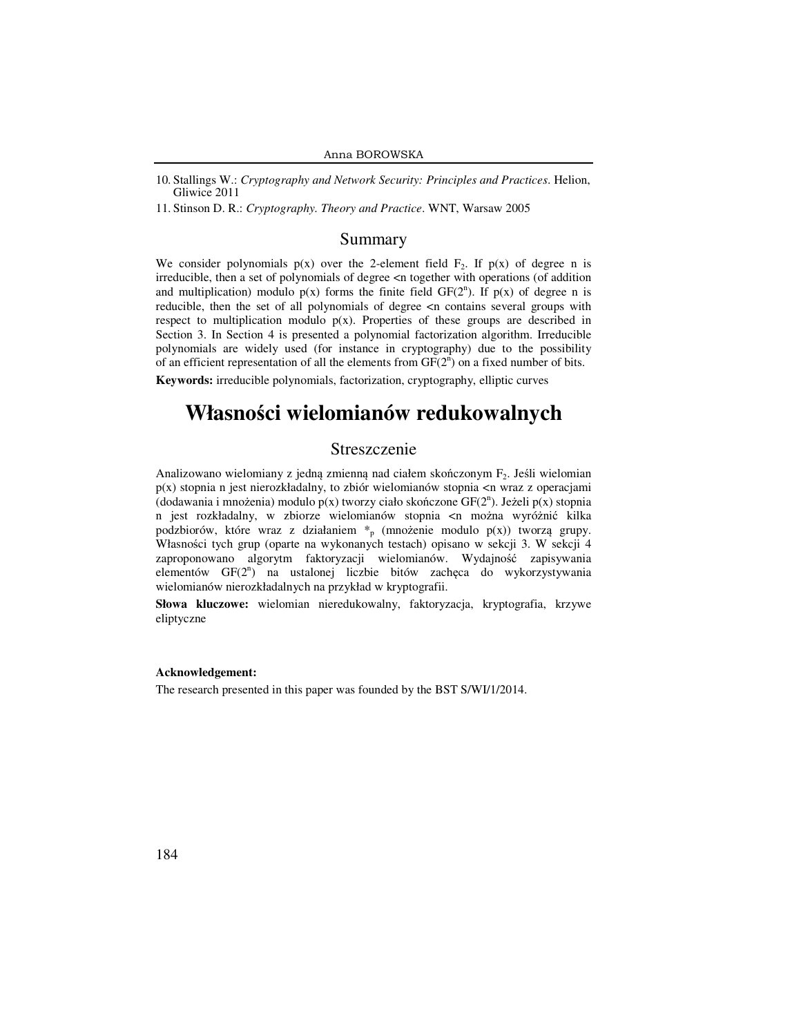10. Stallings W.: *Cryptography and Network Security: Principles and Practices*. Helion, Gliwice 2011
11. Stinson D. R.: *Cryptography. Theory and Practice*. WNT, Warsaw 2005

## Summary

We consider polynomials p(x) over the 2-element field $F_2$. If p(x) of degree n is irreducible, then a set of polynomials of degree <n together with operations (of addition and multiplication) modulo p(x) forms the finite field $GF(2^n)$. If p(x) of degree n is reducible, then the set of all polynomials of degree <n contains several groups with respect to multiplication modulo p(x). Properties of these groups are described in Section 3. In Section 4 is presented a polynomial factorization algorithm. Irreducible polynomials are widely used (for instance in cryptography) due to the possibility of an efficient representation of all the elements from $GF(2^n)$ on a fixed number of bits.

**Keywords:** irreducible polynomials, factorization, cryptography, elliptic curves

# Własności wielomianów redukowalnych

## Streszczenie

Analizowano wielomiany z jedną zmienną nad ciałem skończonym $F_2$. Jeśli wielomian p(x) stopnia n jest nierozkładalny, to zbiór wielomianów stopnia <n wraz z operacjami (dodawania i mnożenia) modulo p(x) tworzy ciało skończone $GF(2^n)$. Jeżeli p(x) stopnia n jest rozkładalny, w zbiorze wielomianów stopnia <n można wyróżnić kilka podzbiorów, które wraz z działaniem $*_p$ (mnożenie modulo p(x)) tworzą grupy. Własności tych grup (oparte na wykonanych testach) opisano w sekcji 3. W sekcji 4 zaproponowano algorytm faktoryzacji wielomianów. Wydajność zapisywania elementów $GF(2^n)$ na ustalonej liczbie bitów zachęca do wykorzystywania wielomianów nierozkładalnych na przykład w kryptografii.

**Słowa kluczowe:** wielomian nieredukowalny, faktoryzacja, kryptografia, krzywe eliptyczne

**Acknowledgement:**

The research presented in this paper was founded by the BST S/WI/1/2014.